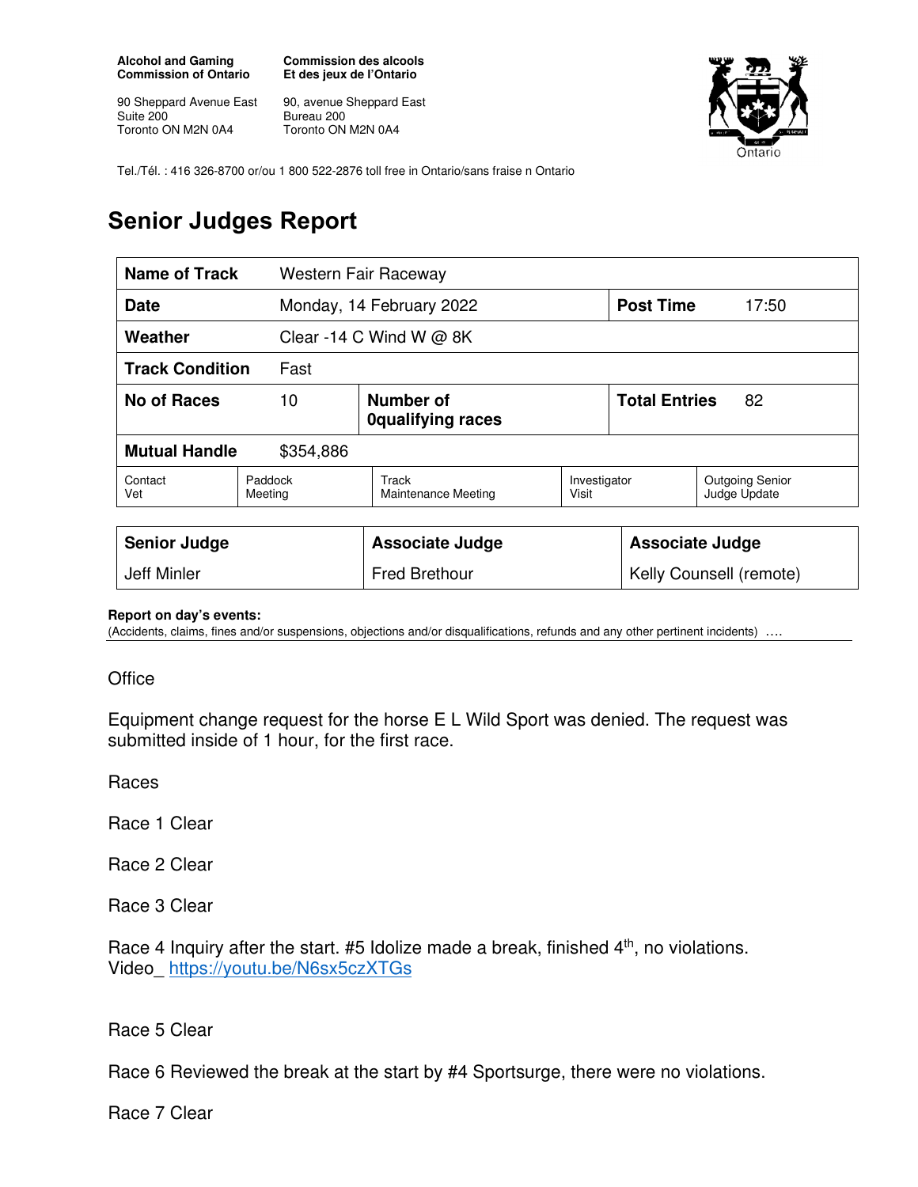**Alcohol and Gaming Commission of Ontario**

90 Sheppard Avenue East
Suite 200
Toronto ON M2N 0A4

**Commission des alcools Et des jeux de l'Ontario**

90, avenue Sheppard East
Bureau 200
Toronto ON M2N 0A4

Tel./Tél. : 416 326-8700 or/ou 1 800 522-2876 toll free in Ontario/sans fraise n Ontario

# Senior Judges Report

| **Name of Track** | Western Fair Raceway | | | |
|---|---|---|---|---|
| **Date** | Monday, 14 February 2022 | | **Post Time** | 17:50 |
| **Weather** | Clear -14 C Wind W @ 8K | | | |
| **Track Condition** | Fast | | | |
| **No of Races** | 10 | **Number of 0qualifying races** | **Total Entries** | 82 |
| **Mutual Handle** | $354,886 | | | |

| Contact Vet | Paddock Meeting | Track Maintenance Meeting | Investigator Visit | Outgoing Senior Judge Update |
|---|---|---|---|---|

| **Senior Judge** | **Associate Judge** | **Associate Judge** |
|---|---|---|
| Jeff Minler | Fred Brethour | Kelly Counsell (remote) |

**Report on day's events:**
(Accidents, claims, fines and/or suspensions, objections and/or disqualifications, refunds and any other pertinent incidents) ….

Office

Equipment change request for the horse E L Wild Sport was denied. The request was submitted inside of 1 hour, for the first race.

Races

Race 1 Clear

Race 2 Clear

Race 3 Clear

Race 4 Inquiry after the start. #5 Idolize made a break, finished 4th, no violations.
Video_ https://youtu.be/N6sx5czXTGs

Race 5 Clear

Race 6 Reviewed the break at the start by #4 Sportsurge, there were no violations.

Race 7 Clear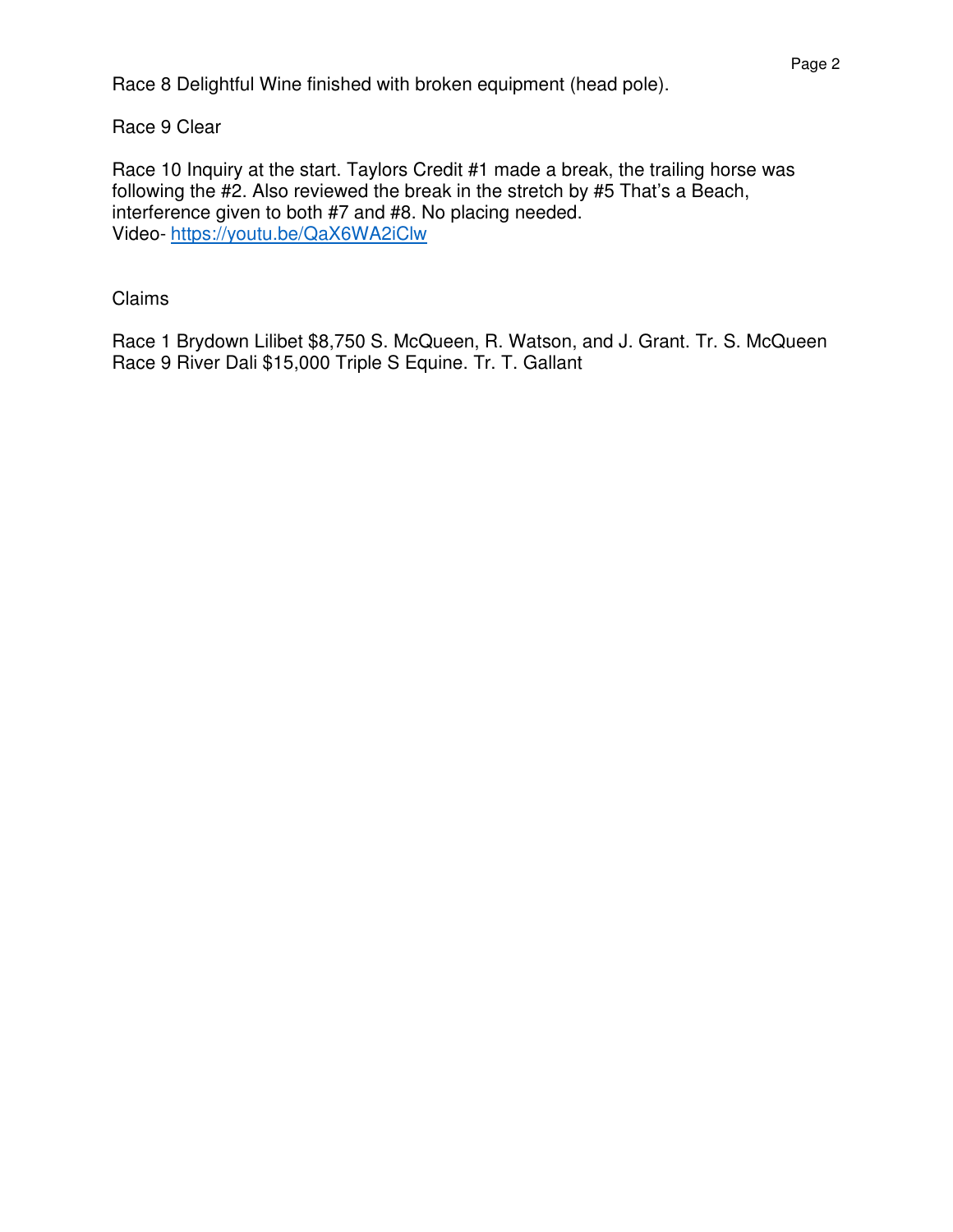Race 8 Delightful Wine finished with broken equipment (head pole).

Race 9 Clear

Race 10 Inquiry at the start. Taylors Credit #1 made a break, the trailing horse was following the #2. Also reviewed the break in the stretch by #5 That's a Beach, interference given to both #7 and #8. No placing needed.
Video- https://youtu.be/QaX6WA2iClw

Claims

Race 1 Brydown Lilibet $8,750 S. McQueen, R. Watson, and J. Grant. Tr. S. McQueen
Race 9 River Dali $15,000 Triple S Equine. Tr. T. Gallant